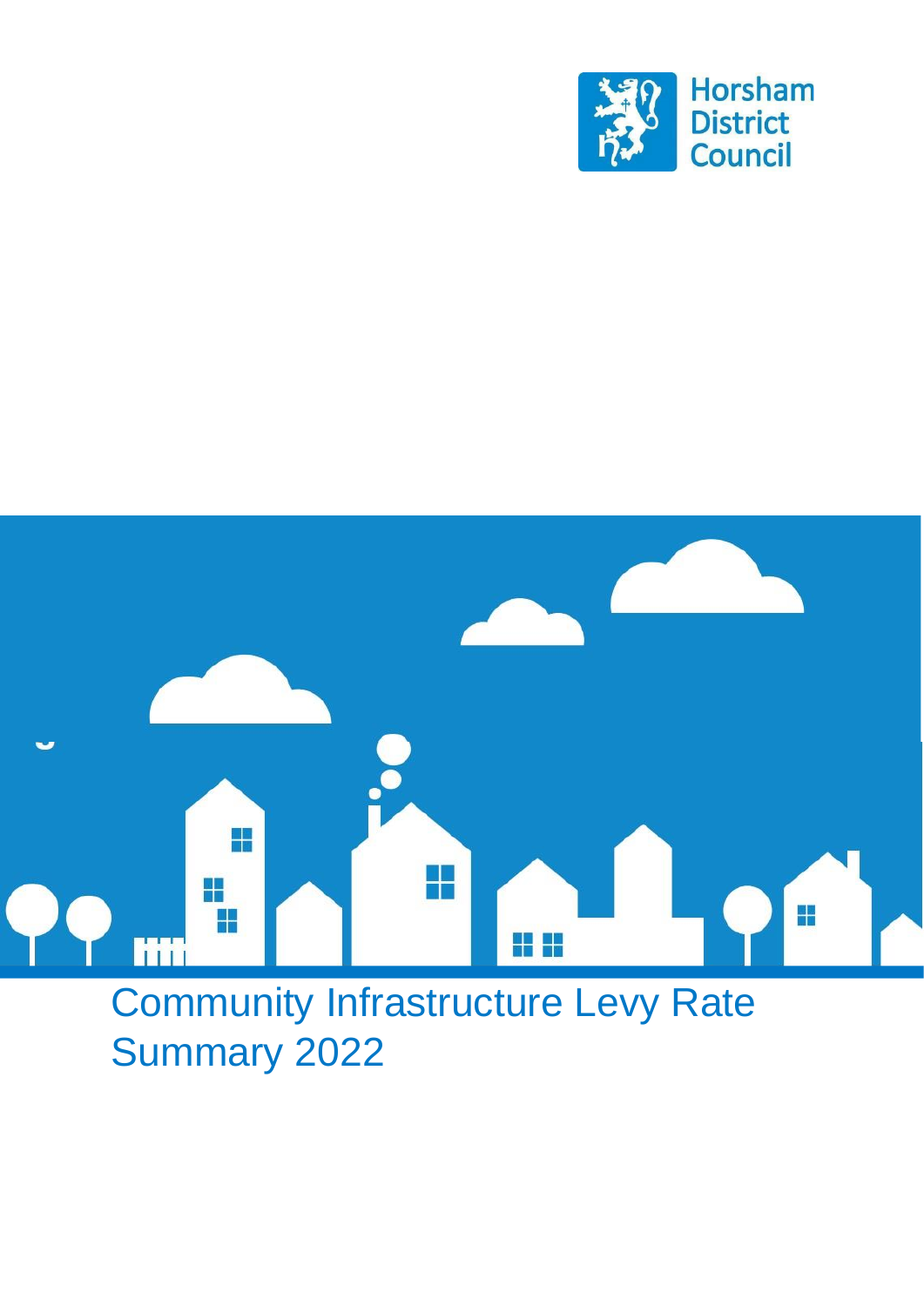Horsham District Council

# Community Infrastructure Levy Rate Summary 2022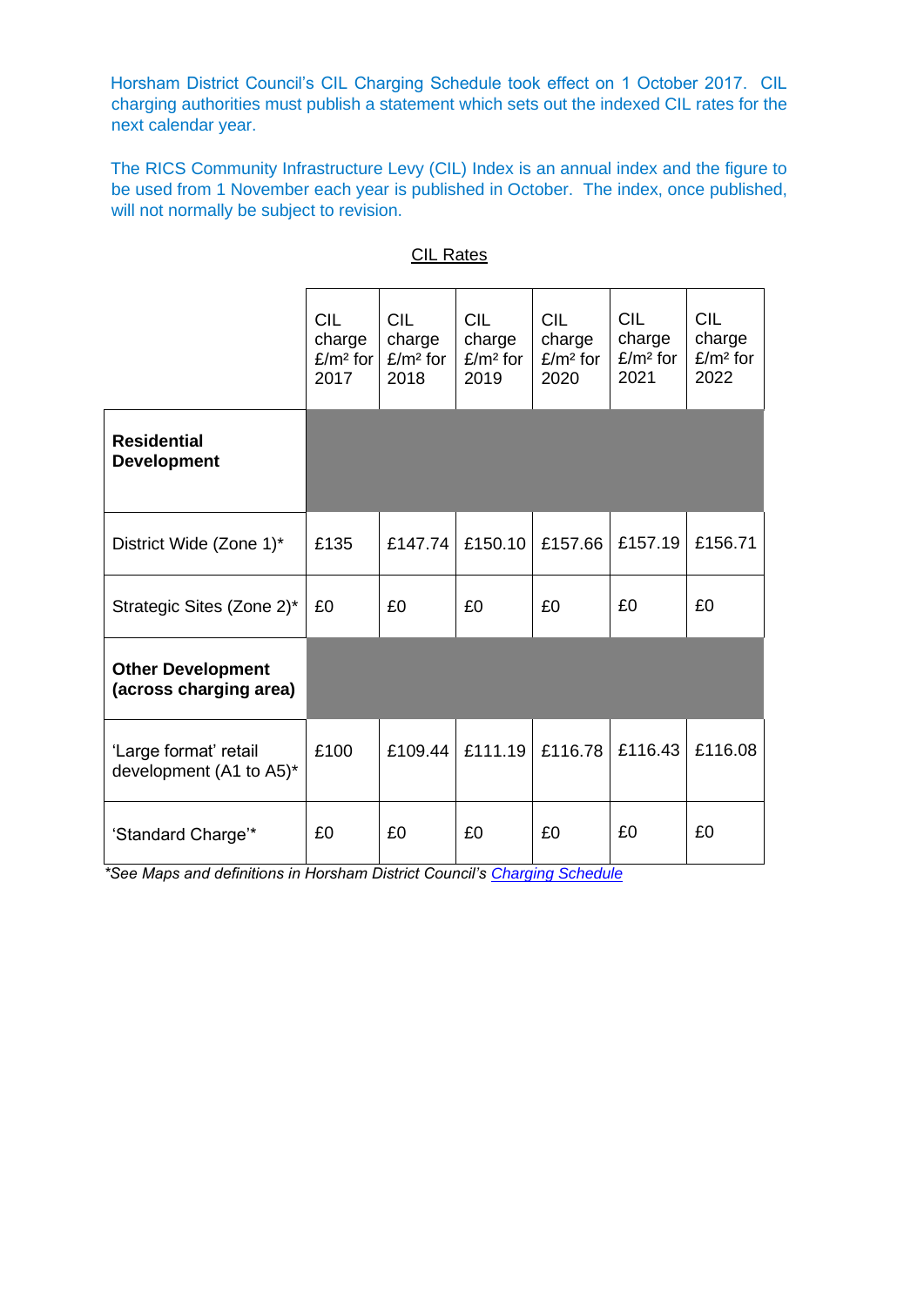Horsham District Council's CIL Charging Schedule took effect on 1 October 2017. CIL charging authorities must publish a statement which sets out the indexed CIL rates for the next calendar year.

The RICS Community Infrastructure Levy (CIL) Index is an annual index and the figure to be used from 1 November each year is published in October. The index, once published, will not normally be subject to revision.

CIL Rates

| | CIL charge £/m² for 2017 | CIL charge £/m² for 2018 | CIL charge £/m² for 2019 | CIL charge £/m² for 2020 | CIL charge £/m² for 2021 | CIL charge £/m² for 2022 |
|---|---|---|---|---|---|---|
| **Residential Development** | | | | | | |
| District Wide (Zone 1)* | £135 | £147.74 | £150.10 | £157.66 | £157.19 | £156.71 |
| Strategic Sites (Zone 2)* | £0 | £0 | £0 | £0 | £0 | £0 |
| **Other Development (across charging area)** | | | | | | |
| 'Large format' retail development (A1 to A5)* | £100 | £109.44 | £111.19 | £116.78 | £116.43 | £116.08 |
| 'Standard Charge'* | £0 | £0 | £0 | £0 | £0 | £0 |

*\*See Maps and definitions in Horsham District Council's Charging Schedule*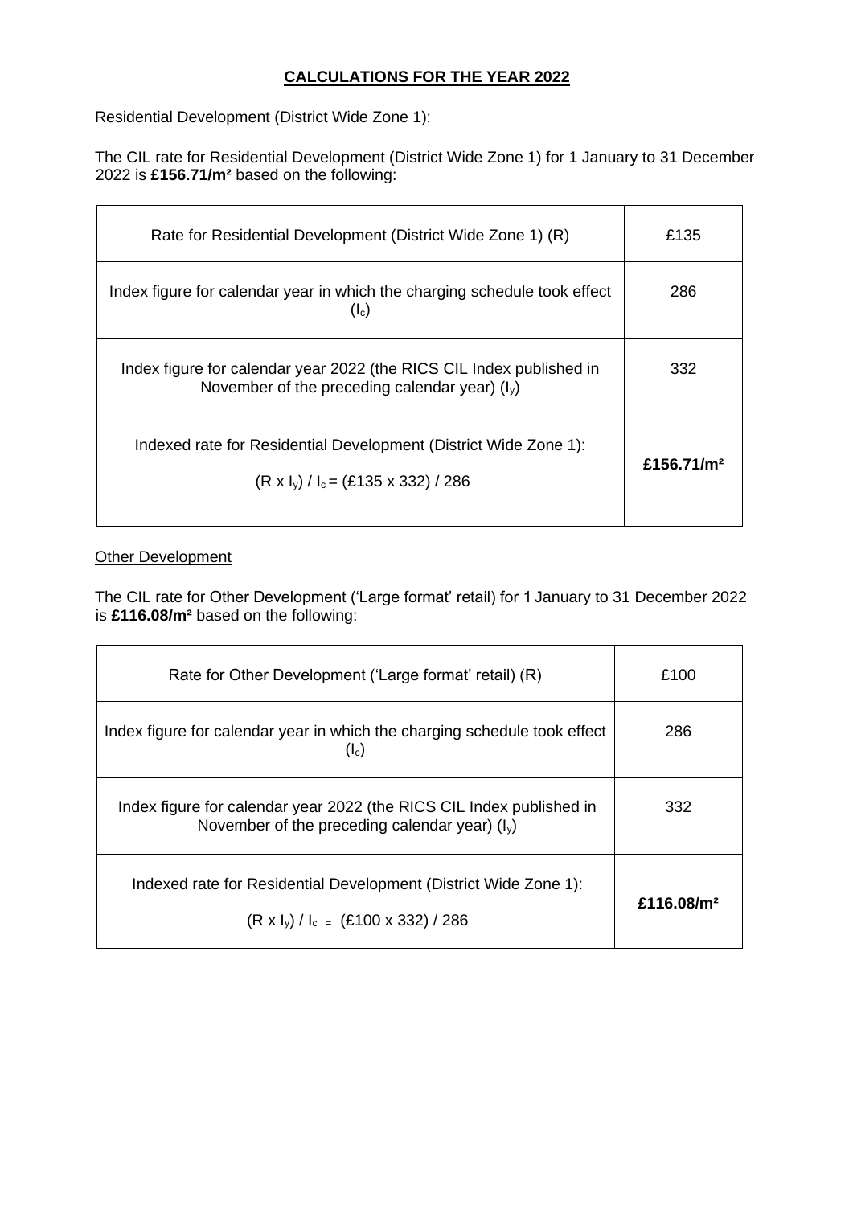# CALCULATIONS FOR THE YEAR 2022

## Residential Development (District Wide Zone 1):

The CIL rate for Residential Development (District Wide Zone 1) for 1 January to 31 December 2022 is **£156.71/m²** based on the following:

| | |
|---|---|
| Rate for Residential Development (District Wide Zone 1) (R) | £135 |
| Index figure for calendar year in which the charging schedule took effect ($I_c$) | 286 |
| Index figure for calendar year 2022 (the RICS CIL Index published in November of the preceding calendar year) ($I_y$) | 332 |
| Indexed rate for Residential Development (District Wide Zone 1): $(R \times I_y) / I_c$ = (£135 x 332) / 286 | **£156.71/m²** |

## Other Development

The CIL rate for Other Development ('Large format' retail) for 1 January to 31 December 2022 is **£116.08/m²** based on the following:

| | |
|---|---|
| Rate for Other Development ('Large format' retail) (R) | £100 |
| Index figure for calendar year in which the charging schedule took effect ($I_c$) | 286 |
| Index figure for calendar year 2022 (the RICS CIL Index published in November of the preceding calendar year) ($I_y$) | 332 |
| Indexed rate for Residential Development (District Wide Zone 1): $(R \times I_y) / I_c$ = (£100 x 332) / 286 | **£116.08/m²** |